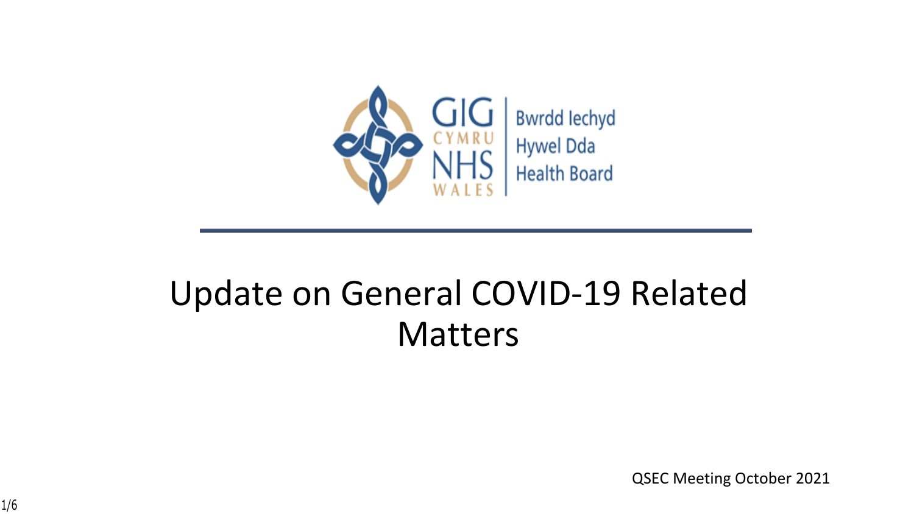GIG CYMRU NHS WALES | Bwrdd Iechyd Hywel Dda Health Board

# Update on General COVID-19 Related Matters

QSEC Meeting October 2021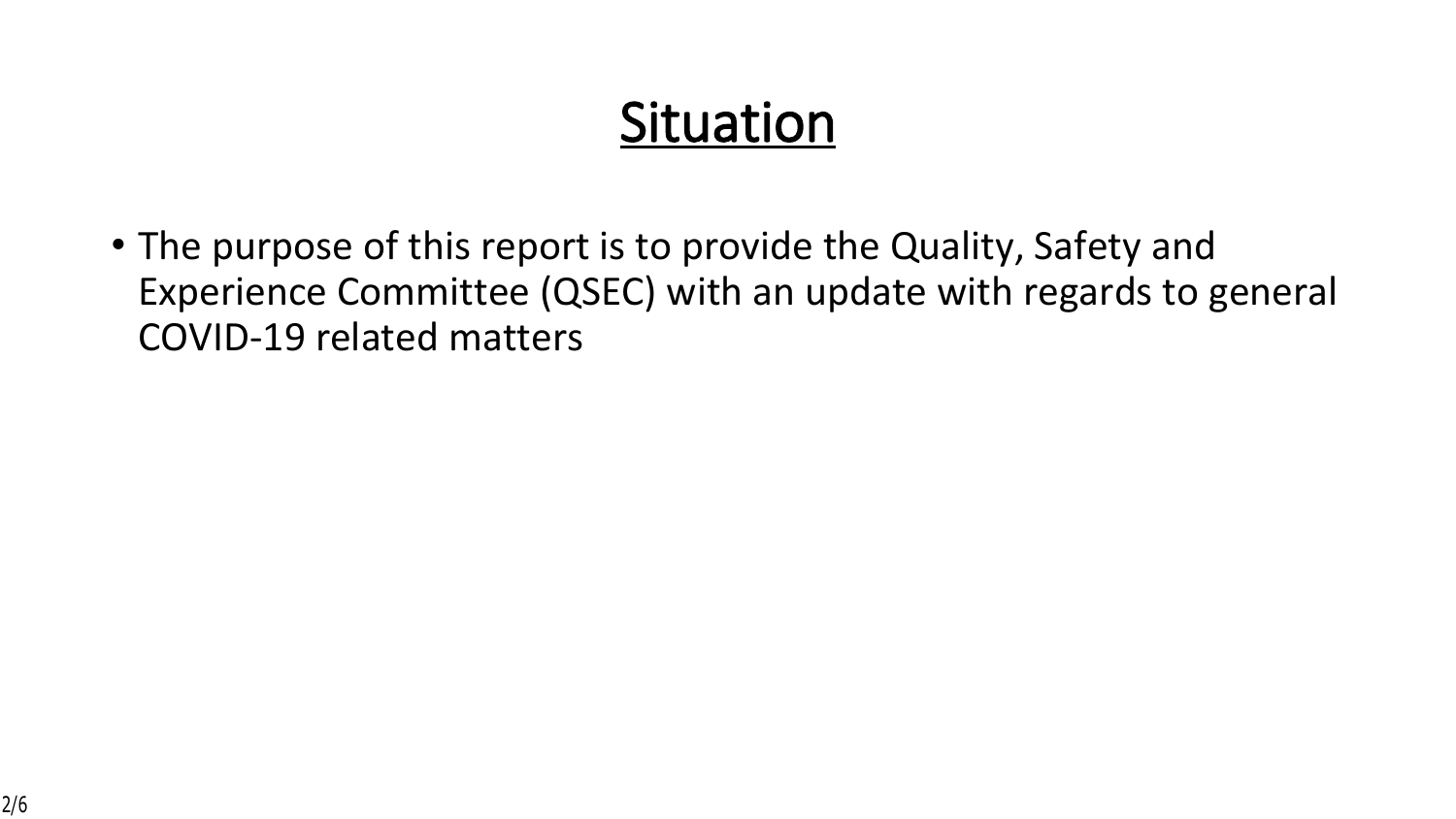# Situation

- The purpose of this report is to provide the Quality, Safety and Experience Committee (QSEC) with an update with regards to general COVID-19 related matters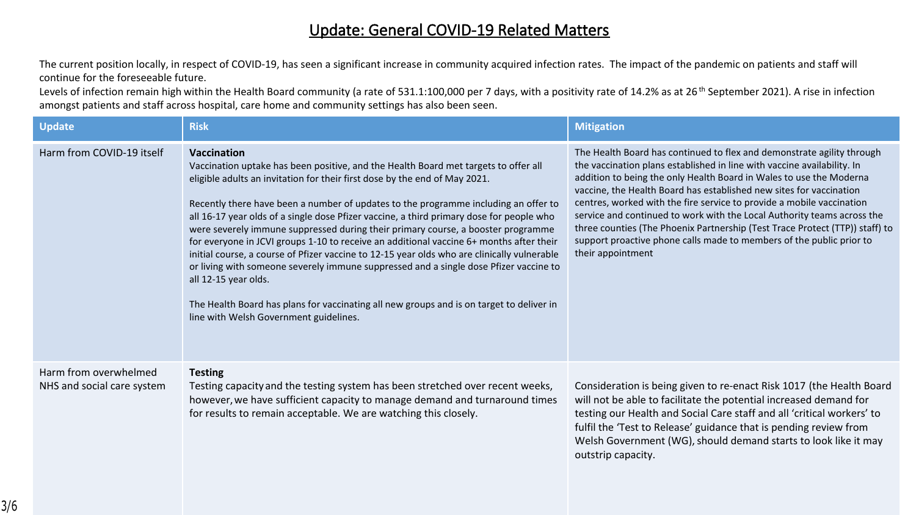# Update: General COVID-19 Related Matters

The current position locally, in respect of COVID-19, has seen a significant increase in community acquired infection rates. The impact of the pandemic on patients and staff will continue for the foreseeable future.

Levels of infection remain high within the Health Board community (a rate of 531.1:100,000 per 7 days, with a positivity rate of 14.2% as at 26th September 2021). A rise in infection amongst patients and staff across hospital, care home and community settings has also been seen.

| Update | Risk | Mitigation |
|---|---|---|
| Harm from COVID-19 itself | **Vaccination**<br>Vaccination uptake has been positive, and the Health Board met targets to offer all eligible adults an invitation for their first dose by the end of May 2021.<br><br>Recently there have been a number of updates to the programme including an offer to all 16-17 year olds of a single dose Pfizer vaccine, a third primary dose for people who were severely immune suppressed during their primary course, a booster programme for everyone in JCVI groups 1-10 to receive an additional vaccine 6+ months after their initial course, a course of Pfizer vaccine to 12-15 year olds who are clinically vulnerable or living with someone severely immune suppressed and a single dose Pfizer vaccine to all 12-15 year olds.<br><br>The Health Board has plans for vaccinating all new groups and is on target to deliver in line with Welsh Government guidelines. | The Health Board has continued to flex and demonstrate agility through the vaccination plans established in line with vaccine availability. In addition to being the only Health Board in Wales to use the Moderna vaccine, the Health Board has established new sites for vaccination centres, worked with the fire service to provide a mobile vaccination service and continued to work with the Local Authority teams across the three counties (The Phoenix Partnership (Test Trace Protect (TTP)) staff) to support proactive phone calls made to members of the public prior to their appointment |
| Harm from overwhelmed NHS and social care system | **Testing**<br>Testing capacity and the testing system has been stretched over recent weeks, however, we have sufficient capacity to manage demand and turnaround times for results to remain acceptable. We are watching this closely. | Consideration is being given to re-enact Risk 1017 (the Health Board will not be able to facilitate the potential increased demand for testing our Health and Social Care staff and all 'critical workers' to fulfil the 'Test to Release' guidance that is pending review from Welsh Government (WG), should demand starts to look like it may outstrip capacity. |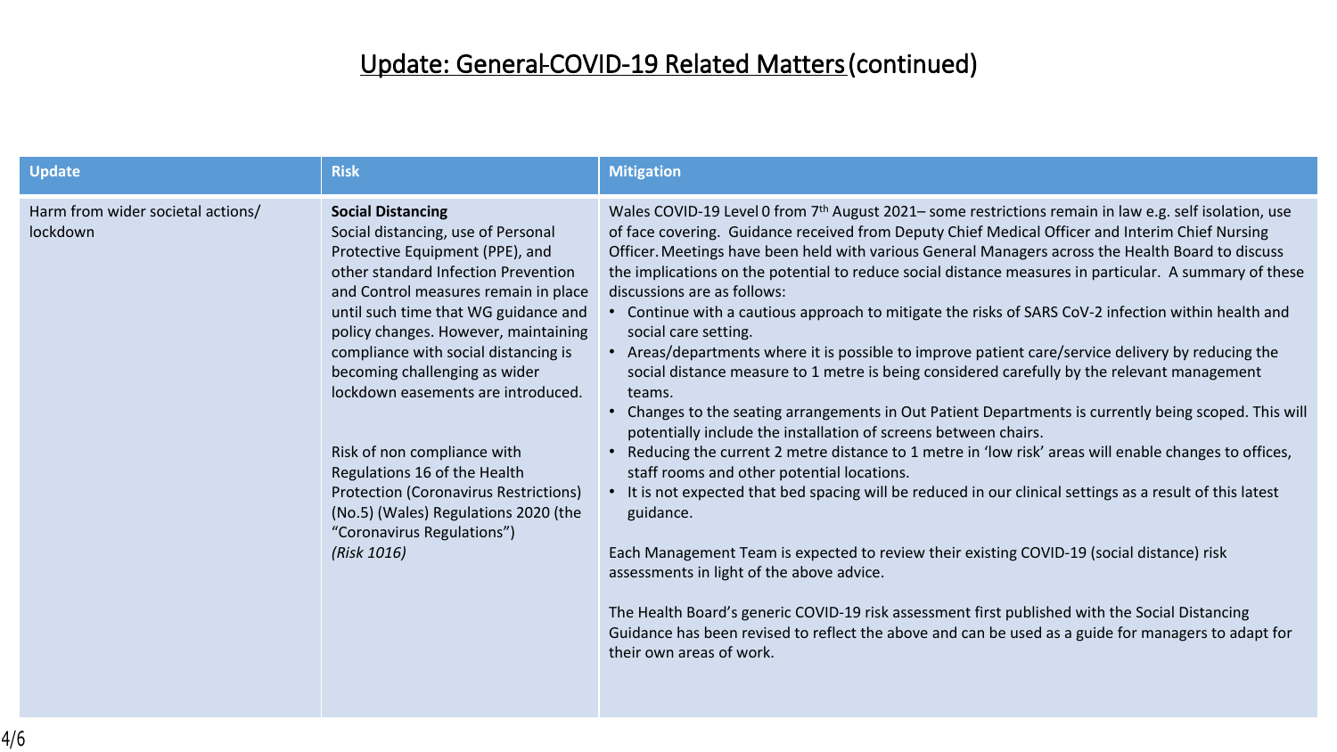## Update: General COVID-19 Related Matters (continued)

| Update | Risk | Mitigation |
|---|---|---|
| Harm from wider societal actions/ lockdown | **Social Distancing**<br>Social distancing, use of Personal Protective Equipment (PPE), and other standard Infection Prevention and Control measures remain in place until such time that WG guidance and policy changes. However, maintaining compliance with social distancing is becoming challenging as wider lockdown easements are introduced.<br><br>Risk of non compliance with Regulations 16 of the Health Protection (Coronavirus Restrictions) (No.5) (Wales) Regulations 2020 (the "Coronavirus Regulations")<br>*(Risk 1016)* | Wales COVID-19 Level 0 from 7th August 2021– some restrictions remain in law e.g. self isolation, use of face covering. Guidance received from Deputy Chief Medical Officer and Interim Chief Nursing Officer. Meetings have been held with various General Managers across the Health Board to discuss the implications on the potential to reduce social distance measures in particular. A summary of these discussions are as follows:<br>• Continue with a cautious approach to mitigate the risks of SARS CoV-2 infection within health and social care setting.<br>• Areas/departments where it is possible to improve patient care/service delivery by reducing the social distance measure to 1 metre is being considered carefully by the relevant management teams.<br>• Changes to the seating arrangements in Out Patient Departments is currently being scoped. This will potentially include the installation of screens between chairs.<br>• Reducing the current 2 metre distance to 1 metre in 'low risk' areas will enable changes to offices, staff rooms and other potential locations.<br>• It is not expected that bed spacing will be reduced in our clinical settings as a result of this latest guidance.<br><br>Each Management Team is expected to review their existing COVID-19 (social distance) risk assessments in light of the above advice.<br><br>The Health Board's generic COVID-19 risk assessment first published with the Social Distancing Guidance has been revised to reflect the above and can be used as a guide for managers to adapt for their own areas of work. |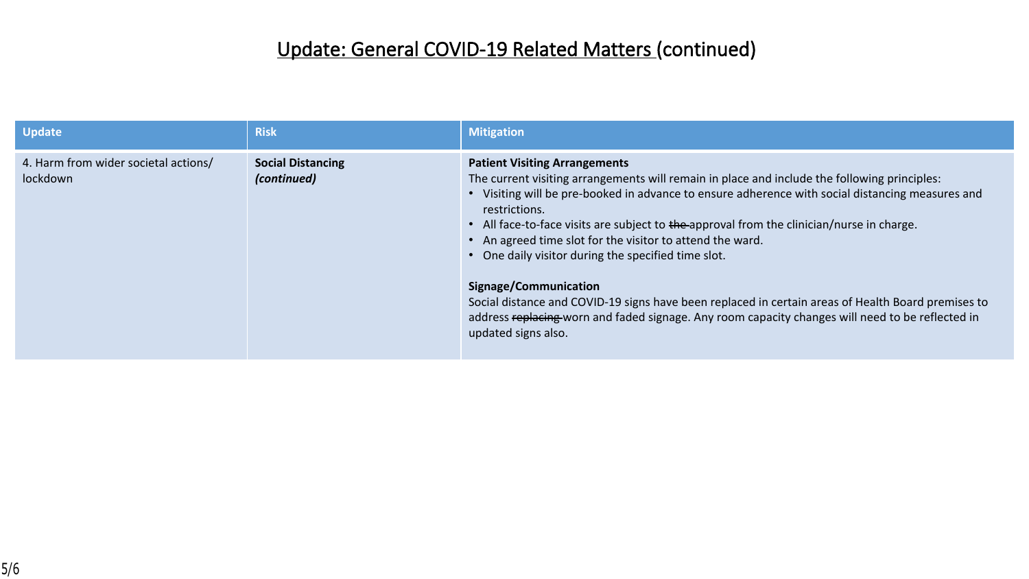## Update: General COVID-19 Related Matters (continued)

| Update | Risk | Mitigation |
| --- | --- | --- |
| 4. Harm from wider societal actions/ lockdown | **Social Distancing** ***(continued)*** | **Patient Visiting Arrangements**<br>The current visiting arrangements will remain in place and include the following principles:<br>• Visiting will be pre-booked in advance to ensure adherence with social distancing measures and restrictions.<br>• All face-to-face visits are subject to ~~the~~ approval from the clinician/nurse in charge.<br>• An agreed time slot for the visitor to attend the ward.<br>• One daily visitor during the specified time slot.<br><br>**Signage/Communication**<br>Social distance and COVID-19 signs have been replaced in certain areas of Health Board premises to address ~~replacing~~ worn and faded signage. Any room capacity changes will need to be reflected in updated signs also. |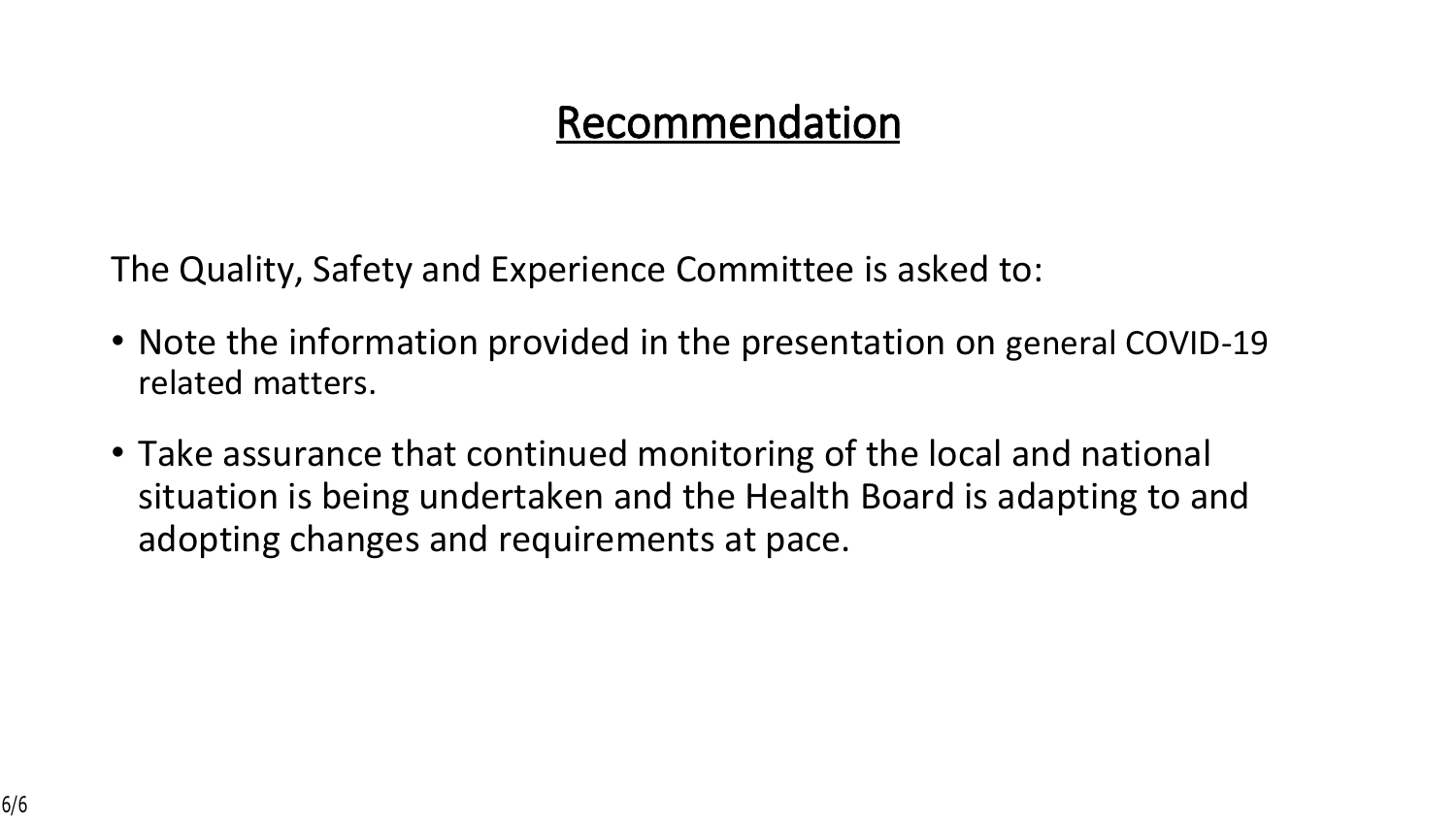# Recommendation

The Quality, Safety and Experience Committee is asked to:

- Note the information provided in the presentation on general COVID-19 related matters.
- Take assurance that continued monitoring of the local and national situation is being undertaken and the Health Board is adapting to and adopting changes and requirements at pace.